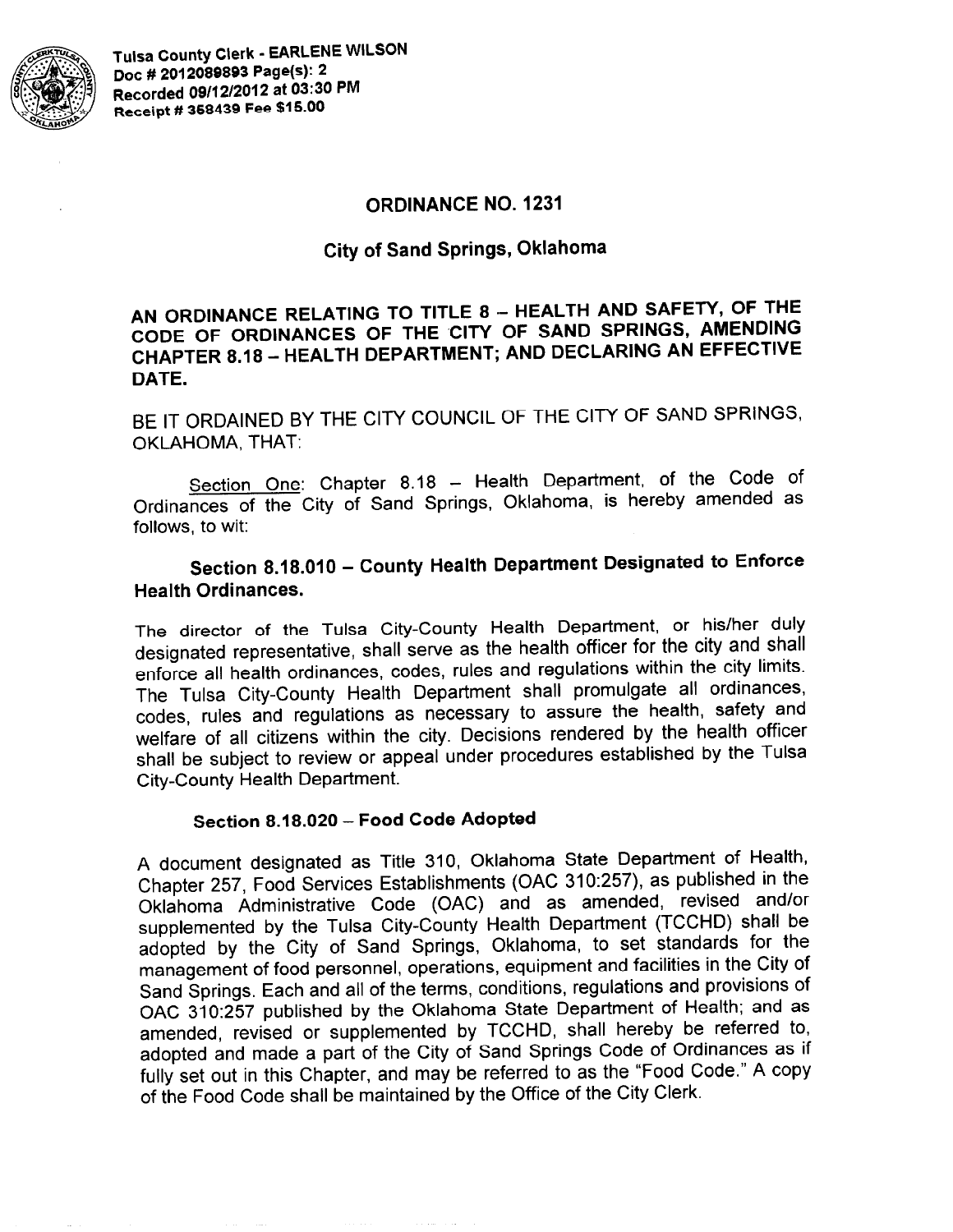Tulsa County Clerk - EARLENE WILSON
Doc # 2012089893 Page(s): 2
Recorded 09/12/2012 at 03:30 PM
Receipt # 368439 Fee $15.00

# ORDINANCE NO. 1231

## City of Sand Springs, Oklahoma

**AN ORDINANCE RELATING TO TITLE 8 – HEALTH AND SAFETY, OF THE CODE OF ORDINANCES OF THE CITY OF SAND SPRINGS, AMENDING CHAPTER 8.18 – HEALTH DEPARTMENT; AND DECLARING AN EFFECTIVE DATE.**

BE IT ORDAINED BY THE CITY COUNCIL OF THE CITY OF SAND SPRINGS, OKLAHOMA, THAT:

Section One: Chapter 8.18 – Health Department, of the Code of Ordinances of the City of Sand Springs, Oklahoma, is hereby amended as follows, to wit:

### Section 8.18.010 – County Health Department Designated to Enforce Health Ordinances.

The director of the Tulsa City-County Health Department, or his/her duly designated representative, shall serve as the health officer for the city and shall enforce all health ordinances, codes, rules and regulations within the city limits. The Tulsa City-County Health Department shall promulgate all ordinances, codes, rules and regulations as necessary to assure the health, safety and welfare of all citizens within the city. Decisions rendered by the health officer shall be subject to review or appeal under procedures established by the Tulsa City-County Health Department.

### Section 8.18.020 – Food Code Adopted

A document designated as Title 310, Oklahoma State Department of Health, Chapter 257, Food Services Establishments (OAC 310:257), as published in the Oklahoma Administrative Code (OAC) and as amended, revised and/or supplemented by the Tulsa City-County Health Department (TCCHD) shall be adopted by the City of Sand Springs, Oklahoma, to set standards for the management of food personnel, operations, equipment and facilities in the City of Sand Springs. Each and all of the terms, conditions, regulations and provisions of OAC 310:257 published by the Oklahoma State Department of Health; and as amended, revised or supplemented by TCCHD, shall hereby be referred to, adopted and made a part of the City of Sand Springs Code of Ordinances as if fully set out in this Chapter, and may be referred to as the "Food Code." A copy of the Food Code shall be maintained by the Office of the City Clerk.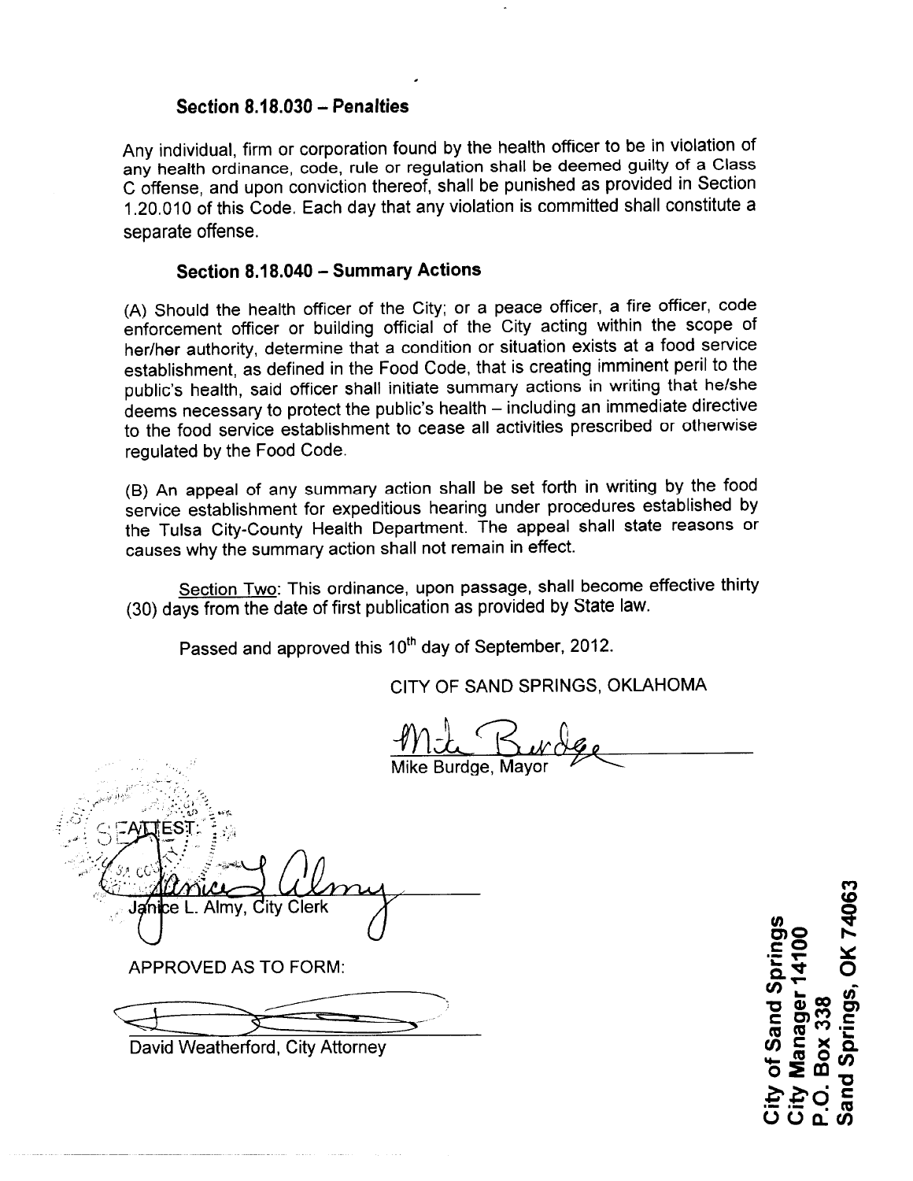### Section 8.18.030 – Penalties

Any individual, firm or corporation found by the health officer to be in violation of any health ordinance, code, rule or regulation shall be deemed guilty of a Class C offense, and upon conviction thereof, shall be punished as provided in Section 1.20.010 of this Code. Each day that any violation is committed shall constitute a separate offense.

### Section 8.18.040 – Summary Actions

(A) Should the health officer of the City; or a peace officer, a fire officer, code enforcement officer or building official of the City acting within the scope of her/her authority, determine that a condition or situation exists at a food service establishment, as defined in the Food Code, that is creating imminent peril to the public's health, said officer shall initiate summary actions in writing that he/she deems necessary to protect the public's health – including an immediate directive to the food service establishment to cease all activities prescribed or otherwise regulated by the Food Code.

(B) An appeal of any summary action shall be set forth in writing by the food service establishment for expeditious hearing under procedures established by the Tulsa City-County Health Department. The appeal shall state reasons or causes why the summary action shall not remain in effect.

Section Two: This ordinance, upon passage, shall become effective thirty (30) days from the date of first publication as provided by State law.

Passed and approved this 10th day of September, 2012.

CITY OF SAND SPRINGS, OKLAHOMA

Mike Burdge, Mayor

ATTEST:

Janice L. Almy, City Clerk

APPROVED AS TO FORM:

David Weatherford, City Attorney

City of Sand Springs
City Manager 14100
P.O. Box 338
Sand Springs, OK 74063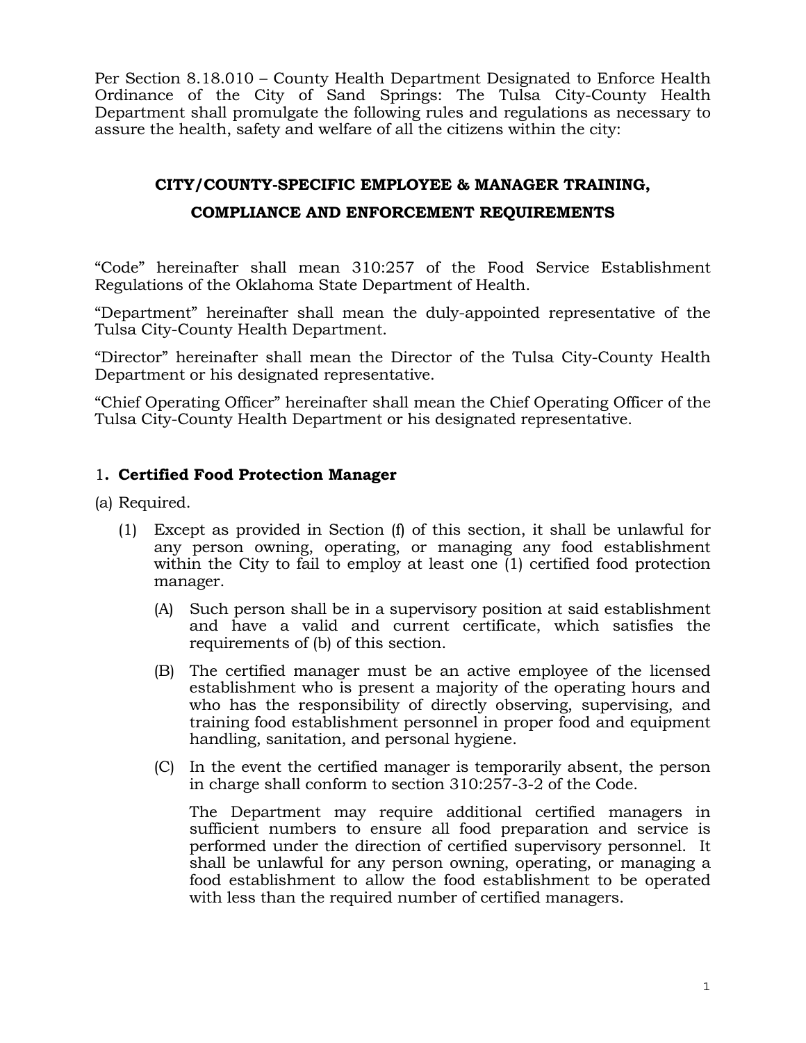Per Section 8.18.010 – County Health Department Designated to Enforce Health Ordinance of the City of Sand Springs: The Tulsa City-County Health Department shall promulgate the following rules and regulations as necessary to assure the health, safety and welfare of all the citizens within the city:

## CITY/COUNTY-SPECIFIC EMPLOYEE & MANAGER TRAINING, COMPLIANCE AND ENFORCEMENT REQUIREMENTS

"Code" hereinafter shall mean 310:257 of the Food Service Establishment Regulations of the Oklahoma State Department of Health.

"Department" hereinafter shall mean the duly-appointed representative of the Tulsa City-County Health Department.

"Director" hereinafter shall mean the Director of the Tulsa City-County Health Department or his designated representative.

"Chief Operating Officer" hereinafter shall mean the Chief Operating Officer of the Tulsa City-County Health Department or his designated representative.

### 1. Certified Food Protection Manager

(a) Required.

(1) Except as provided in Section (f) of this section, it shall be unlawful for any person owning, operating, or managing any food establishment within the City to fail to employ at least one (1) certified food protection manager.

(A) Such person shall be in a supervisory position at said establishment and have a valid and current certificate, which satisfies the requirements of (b) of this section.

(B) The certified manager must be an active employee of the licensed establishment who is present a majority of the operating hours and who has the responsibility of directly observing, supervising, and training food establishment personnel in proper food and equipment handling, sanitation, and personal hygiene.

(C) In the event the certified manager is temporarily absent, the person in charge shall conform to section 310:257-3-2 of the Code.

The Department may require additional certified managers in sufficient numbers to ensure all food preparation and service is performed under the direction of certified supervisory personnel. It shall be unlawful for any person owning, operating, or managing a food establishment to allow the food establishment to be operated with less than the required number of certified managers.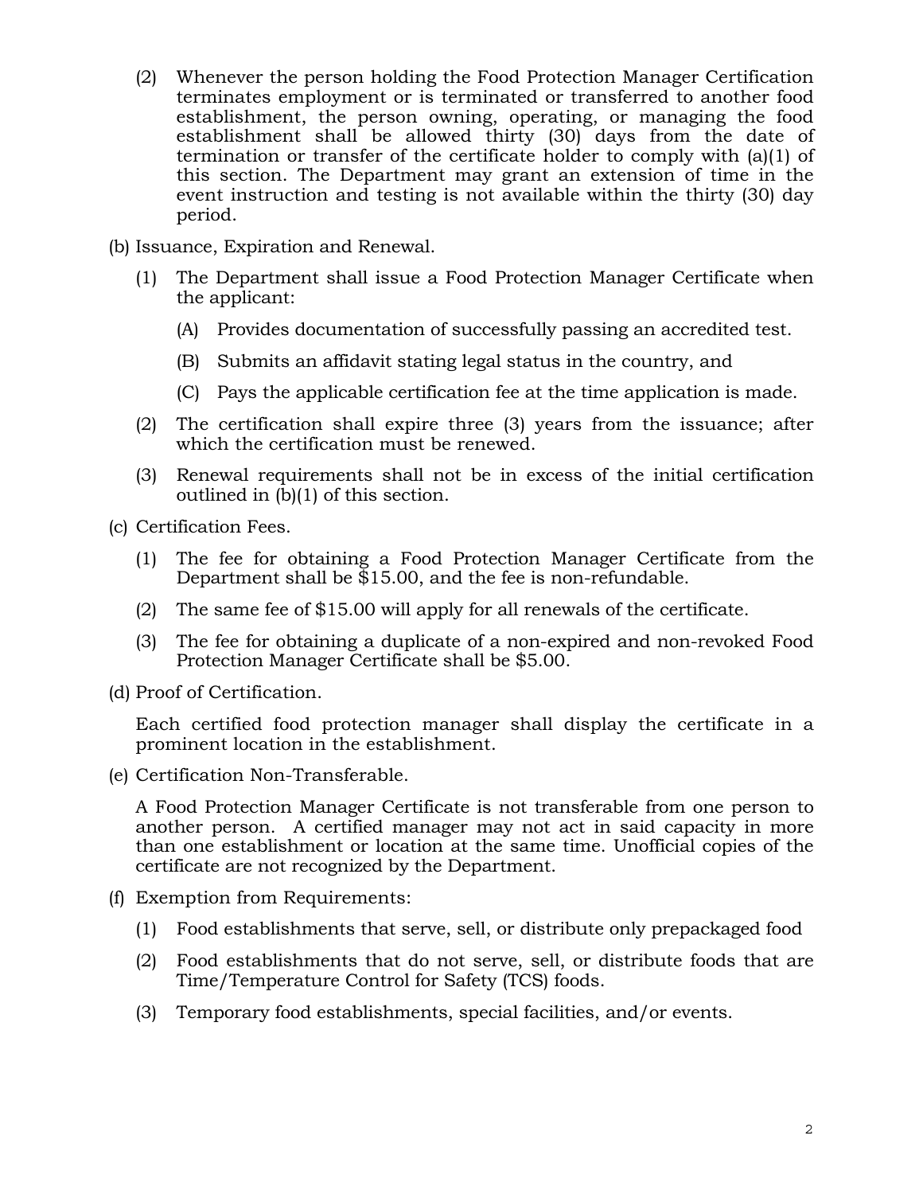(2) Whenever the person holding the Food Protection Manager Certification terminates employment or is terminated or transferred to another food establishment, the person owning, operating, or managing the food establishment shall be allowed thirty (30) days from the date of termination or transfer of the certificate holder to comply with (a)(1) of this section. The Department may grant an extension of time in the event instruction and testing is not available within the thirty (30) day period.

(b) Issuance, Expiration and Renewal.

(1) The Department shall issue a Food Protection Manager Certificate when the applicant:

(A) Provides documentation of successfully passing an accredited test.

(B) Submits an affidavit stating legal status in the country, and

(C) Pays the applicable certification fee at the time application is made.

(2) The certification shall expire three (3) years from the issuance; after which the certification must be renewed.

(3) Renewal requirements shall not be in excess of the initial certification outlined in (b)(1) of this section.

(c) Certification Fees.

(1) The fee for obtaining a Food Protection Manager Certificate from the Department shall be $15.00, and the fee is non-refundable.

(2) The same fee of $15.00 will apply for all renewals of the certificate.

(3) The fee for obtaining a duplicate of a non-expired and non-revoked Food Protection Manager Certificate shall be $5.00.

(d) Proof of Certification.

Each certified food protection manager shall display the certificate in a prominent location in the establishment.

(e) Certification Non-Transferable.

A Food Protection Manager Certificate is not transferable from one person to another person. A certified manager may not act in said capacity in more than one establishment or location at the same time. Unofficial copies of the certificate are not recognized by the Department.

(f) Exemption from Requirements:

(1) Food establishments that serve, sell, or distribute only prepackaged food

(2) Food establishments that do not serve, sell, or distribute foods that are Time/Temperature Control for Safety (TCS) foods.

(3) Temporary food establishments, special facilities, and/or events.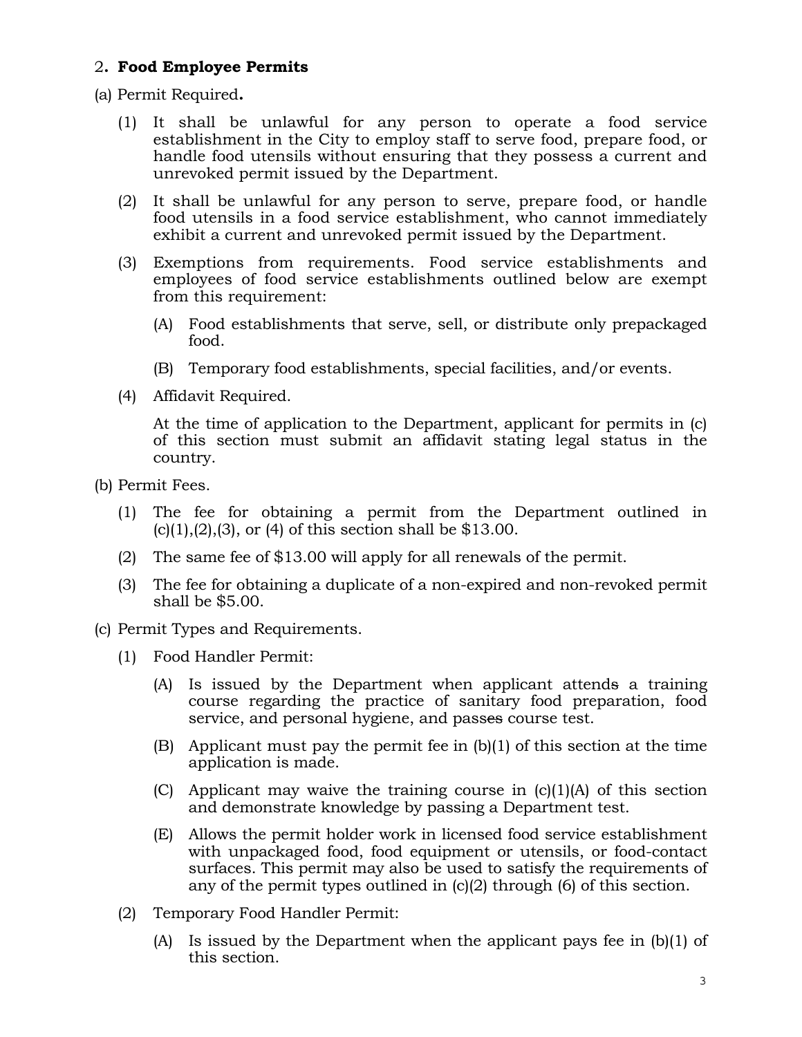## 2. **Food Employee Permits**

(a) Permit Required**.**

(1) It shall be unlawful for any person to operate a food service establishment in the City to employ staff to serve food, prepare food, or handle food utensils without ensuring that they possess a current and unrevoked permit issued by the Department.

(2) It shall be unlawful for any person to serve, prepare food, or handle food utensils in a food service establishment, who cannot immediately exhibit a current and unrevoked permit issued by the Department.

(3) Exemptions from requirements. Food service establishments and employees of food service establishments outlined below are exempt from this requirement:

(A) Food establishments that serve, sell, or distribute only prepackaged food.

(B) Temporary food establishments, special facilities, and/or events.

(4) Affidavit Required.

At the time of application to the Department, applicant for permits in (c) of this section must submit an affidavit stating legal status in the country.

(b) Permit Fees.

(1) The fee for obtaining a permit from the Department outlined in (c)(1),(2),(3), or (4) of this section shall be $13.00.

(2) The same fee of $13.00 will apply for all renewals of the permit.

(3) The fee for obtaining a duplicate of a non-expired and non-revoked permit shall be $5.00.

(c) Permit Types and Requirements.

(1) Food Handler Permit:

(A) Is issued by the Department when applicant attends a training course regarding the practice of sanitary food preparation, food service, and personal hygiene, and passes course test.

(B) Applicant must pay the permit fee in (b)(1) of this section at the time application is made.

(C) Applicant may waive the training course in (c)(1)(A) of this section and demonstrate knowledge by passing a Department test.

(E) Allows the permit holder work in licensed food service establishment with unpackaged food, food equipment or utensils, or food-contact surfaces. This permit may also be used to satisfy the requirements of any of the permit types outlined in (c)(2) through (6) of this section.

(2) Temporary Food Handler Permit:

(A) Is issued by the Department when the applicant pays fee in (b)(1) of this section.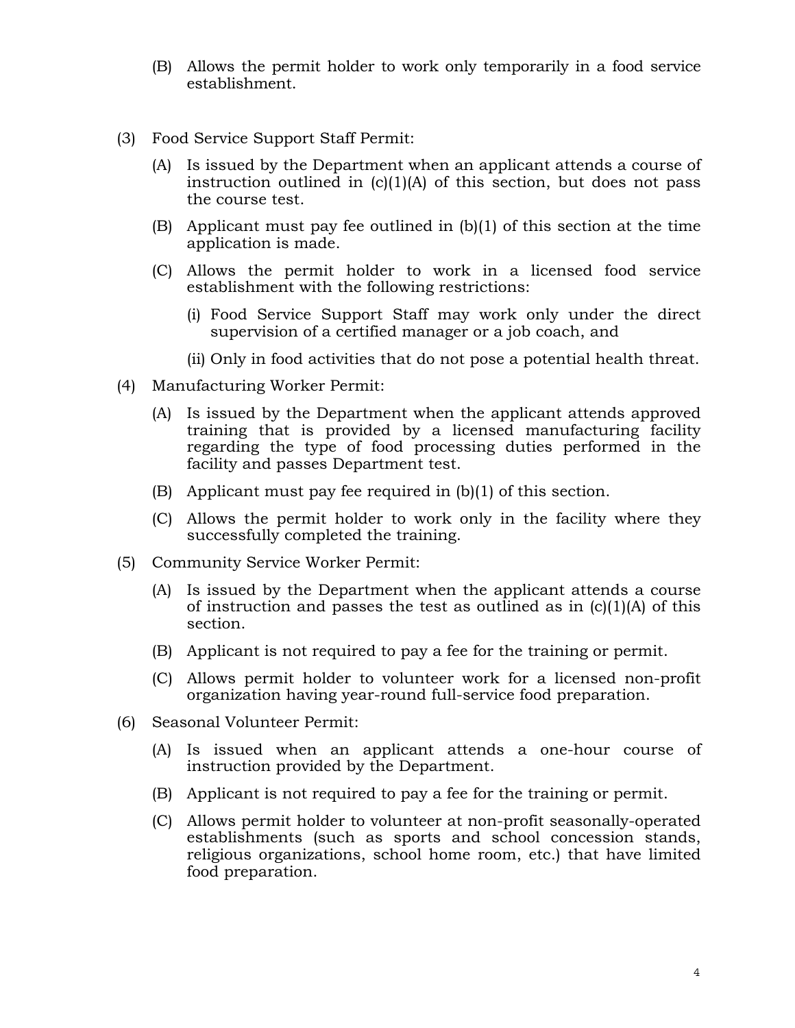(B) Allows the permit holder to work only temporarily in a food service establishment.

(3) Food Service Support Staff Permit:

(A) Is issued by the Department when an applicant attends a course of instruction outlined in (c)(1)(A) of this section, but does not pass the course test.

(B) Applicant must pay fee outlined in (b)(1) of this section at the time application is made.

(C) Allows the permit holder to work in a licensed food service establishment with the following restrictions:

(i) Food Service Support Staff may work only under the direct supervision of a certified manager or a job coach, and

(ii) Only in food activities that do not pose a potential health threat.

(4) Manufacturing Worker Permit:

(A) Is issued by the Department when the applicant attends approved training that is provided by a licensed manufacturing facility regarding the type of food processing duties performed in the facility and passes Department test.

(B) Applicant must pay fee required in (b)(1) of this section.

(C) Allows the permit holder to work only in the facility where they successfully completed the training.

(5) Community Service Worker Permit:

(A) Is issued by the Department when the applicant attends a course of instruction and passes the test as outlined as in (c)(1)(A) of this section.

(B) Applicant is not required to pay a fee for the training or permit.

(C) Allows permit holder to volunteer work for a licensed non-profit organization having year-round full-service food preparation.

(6) Seasonal Volunteer Permit:

(A) Is issued when an applicant attends a one-hour course of instruction provided by the Department.

(B) Applicant is not required to pay a fee for the training or permit.

(C) Allows permit holder to volunteer at non-profit seasonally-operated establishments (such as sports and school concession stands, religious organizations, school home room, etc.) that have limited food preparation.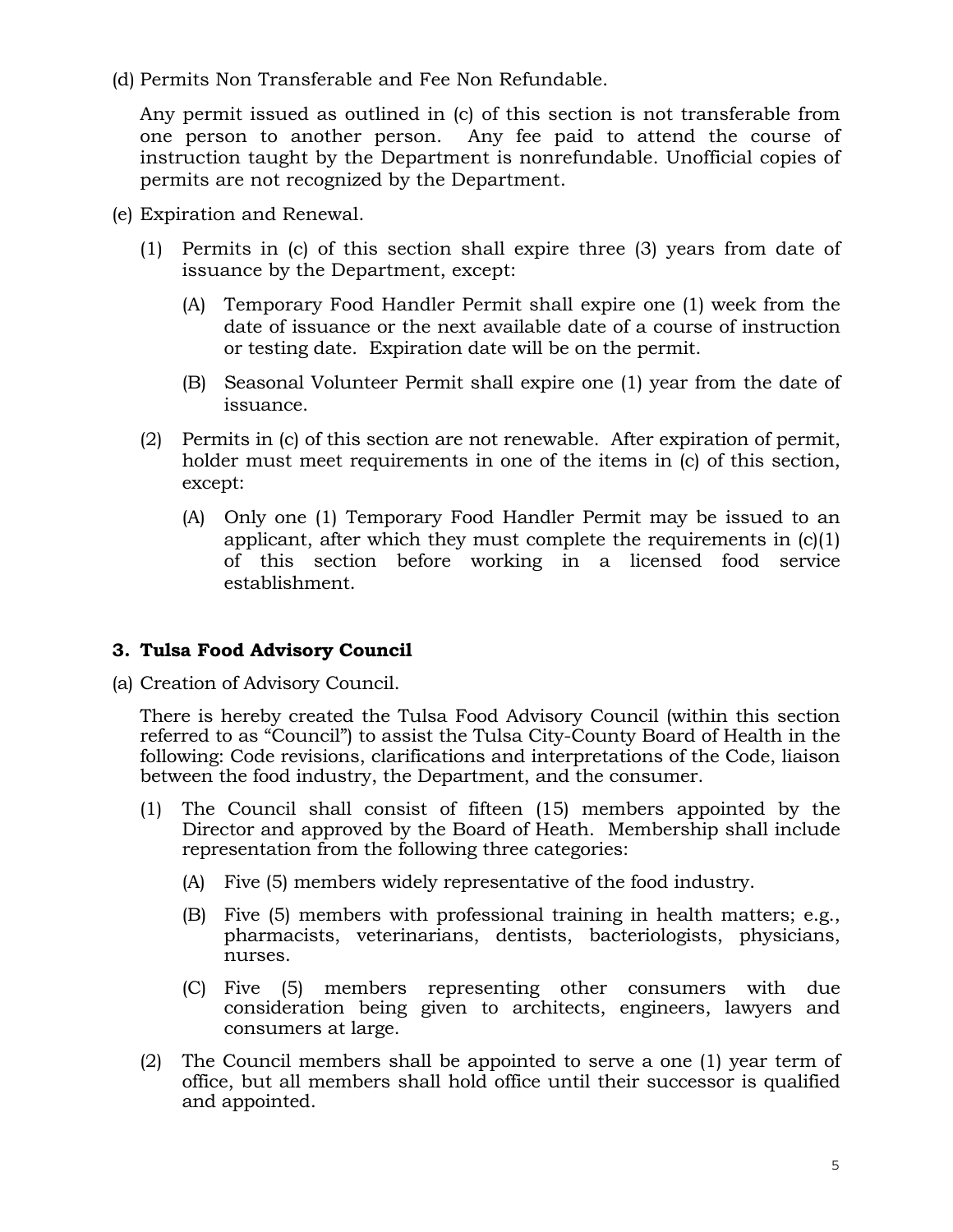(d) Permits Non Transferable and Fee Non Refundable.

Any permit issued as outlined in (c) of this section is not transferable from one person to another person. Any fee paid to attend the course of instruction taught by the Department is nonrefundable. Unofficial copies of permits are not recognized by the Department.

(e) Expiration and Renewal.

(1) Permits in (c) of this section shall expire three (3) years from date of issuance by the Department, except:

(A) Temporary Food Handler Permit shall expire one (1) week from the date of issuance or the next available date of a course of instruction or testing date. Expiration date will be on the permit.

(B) Seasonal Volunteer Permit shall expire one (1) year from the date of issuance.

(2) Permits in (c) of this section are not renewable. After expiration of permit, holder must meet requirements in one of the items in (c) of this section, except:

(A) Only one (1) Temporary Food Handler Permit may be issued to an applicant, after which they must complete the requirements in (c)(1) of this section before working in a licensed food service establishment.

### 3. Tulsa Food Advisory Council

(a) Creation of Advisory Council.

There is hereby created the Tulsa Food Advisory Council (within this section referred to as "Council") to assist the Tulsa City-County Board of Health in the following: Code revisions, clarifications and interpretations of the Code, liaison between the food industry, the Department, and the consumer.

(1) The Council shall consist of fifteen (15) members appointed by the Director and approved by the Board of Heath. Membership shall include representation from the following three categories:

(A) Five (5) members widely representative of the food industry.

(B) Five (5) members with professional training in health matters; e.g., pharmacists, veterinarians, dentists, bacteriologists, physicians, nurses.

(C) Five (5) members representing other consumers with due consideration being given to architects, engineers, lawyers and consumers at large.

(2) The Council members shall be appointed to serve a one (1) year term of office, but all members shall hold office until their successor is qualified and appointed.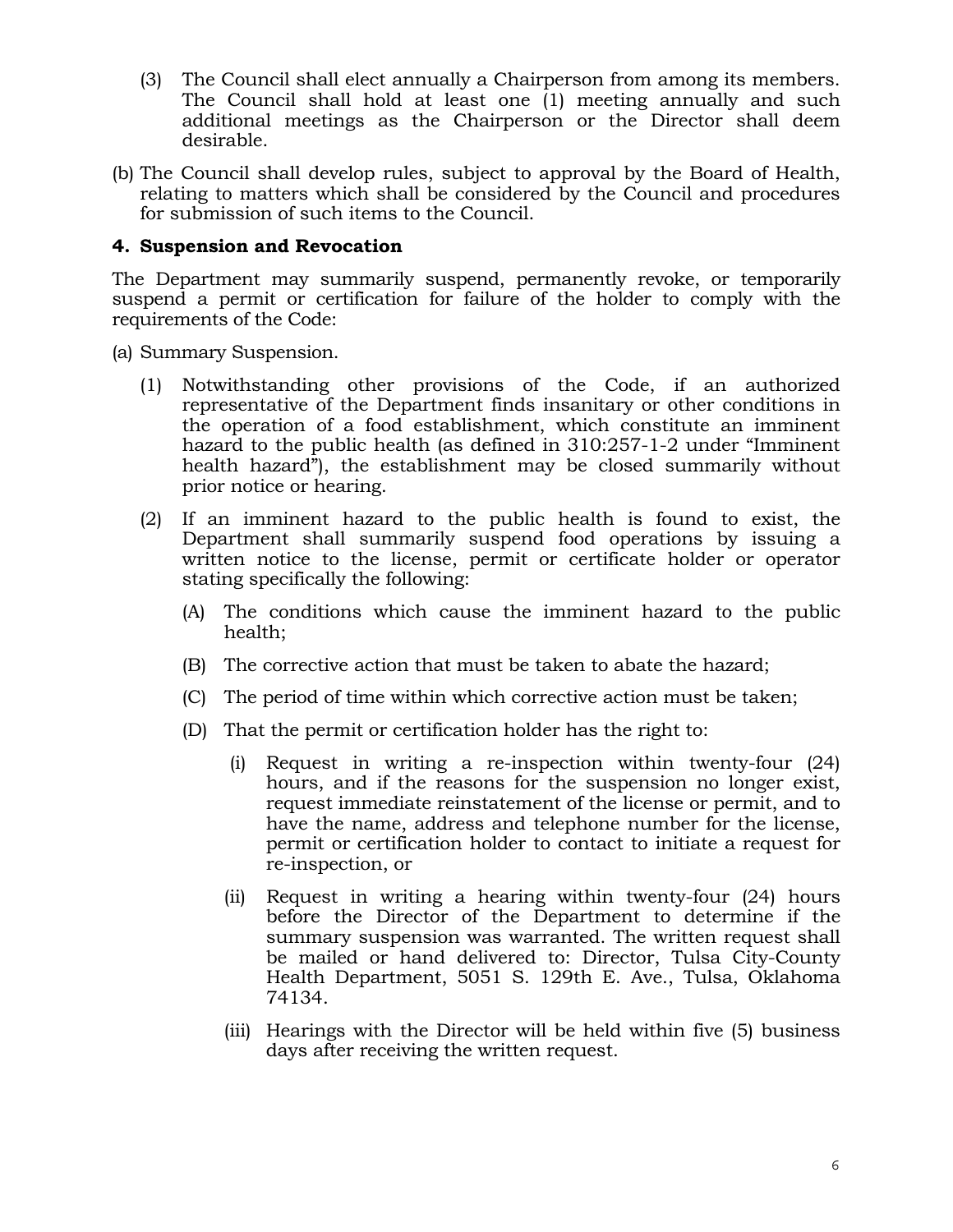(3) The Council shall elect annually a Chairperson from among its members. The Council shall hold at least one (1) meeting annually and such additional meetings as the Chairperson or the Director shall deem desirable.

(b) The Council shall develop rules, subject to approval by the Board of Health, relating to matters which shall be considered by the Council and procedures for submission of such items to the Council.

### 4. Suspension and Revocation

The Department may summarily suspend, permanently revoke, or temporarily suspend a permit or certification for failure of the holder to comply with the requirements of the Code:

(a) Summary Suspension.

(1) Notwithstanding other provisions of the Code, if an authorized representative of the Department finds insanitary or other conditions in the operation of a food establishment, which constitute an imminent hazard to the public health (as defined in 310:257-1-2 under "Imminent health hazard"), the establishment may be closed summarily without prior notice or hearing.

(2) If an imminent hazard to the public health is found to exist, the Department shall summarily suspend food operations by issuing a written notice to the license, permit or certificate holder or operator stating specifically the following:

(A) The conditions which cause the imminent hazard to the public health;

(B) The corrective action that must be taken to abate the hazard;

(C) The period of time within which corrective action must be taken;

(D) That the permit or certification holder has the right to:

(i) Request in writing a re-inspection within twenty-four (24) hours, and if the reasons for the suspension no longer exist, request immediate reinstatement of the license or permit, and to have the name, address and telephone number for the license, permit or certification holder to contact to initiate a request for re-inspection, or

(ii) Request in writing a hearing within twenty-four (24) hours before the Director of the Department to determine if the summary suspension was warranted. The written request shall be mailed or hand delivered to: Director, Tulsa City-County Health Department, 5051 S. 129th E. Ave., Tulsa, Oklahoma 74134.

(iii) Hearings with the Director will be held within five (5) business days after receiving the written request.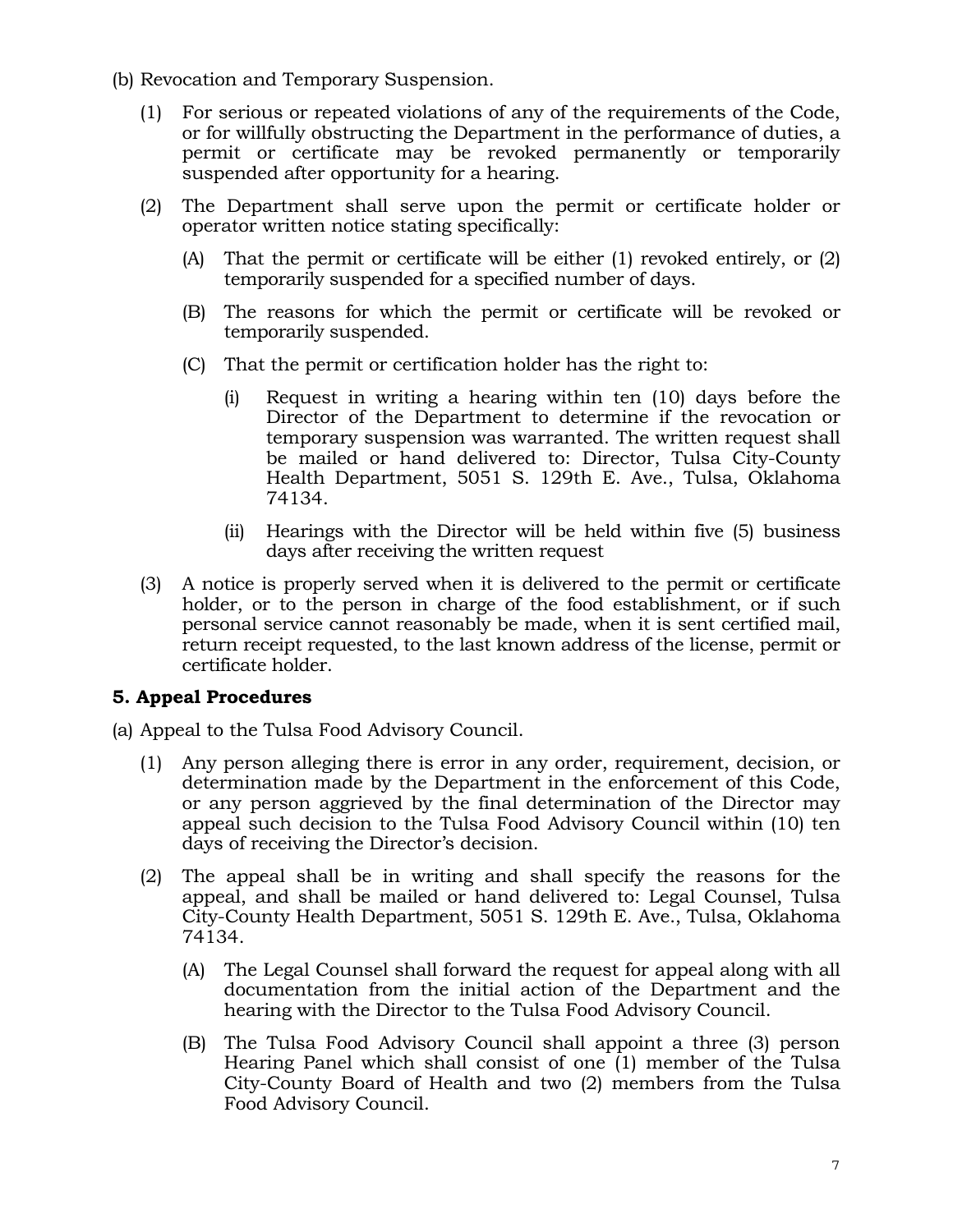(b) Revocation and Temporary Suspension.

(1) For serious or repeated violations of any of the requirements of the Code, or for willfully obstructing the Department in the performance of duties, a permit or certificate may be revoked permanently or temporarily suspended after opportunity for a hearing.

(2) The Department shall serve upon the permit or certificate holder or operator written notice stating specifically:

(A) That the permit or certificate will be either (1) revoked entirely, or (2) temporarily suspended for a specified number of days.

(B) The reasons for which the permit or certificate will be revoked or temporarily suspended.

(C) That the permit or certification holder has the right to:

(i) Request in writing a hearing within ten (10) days before the Director of the Department to determine if the revocation or temporary suspension was warranted. The written request shall be mailed or hand delivered to: Director, Tulsa City-County Health Department, 5051 S. 129th E. Ave., Tulsa, Oklahoma 74134.

(ii) Hearings with the Director will be held within five (5) business days after receiving the written request

(3) A notice is properly served when it is delivered to the permit or certificate holder, or to the person in charge of the food establishment, or if such personal service cannot reasonably be made, when it is sent certified mail, return receipt requested, to the last known address of the license, permit or certificate holder.

### 5. Appeal Procedures

(a) Appeal to the Tulsa Food Advisory Council.

(1) Any person alleging there is error in any order, requirement, decision, or determination made by the Department in the enforcement of this Code, or any person aggrieved by the final determination of the Director may appeal such decision to the Tulsa Food Advisory Council within (10) ten days of receiving the Director's decision.

(2) The appeal shall be in writing and shall specify the reasons for the appeal, and shall be mailed or hand delivered to: Legal Counsel, Tulsa City-County Health Department, 5051 S. 129th E. Ave., Tulsa, Oklahoma 74134.

(A) The Legal Counsel shall forward the request for appeal along with all documentation from the initial action of the Department and the hearing with the Director to the Tulsa Food Advisory Council.

(B) The Tulsa Food Advisory Council shall appoint a three (3) person Hearing Panel which shall consist of one (1) member of the Tulsa City-County Board of Health and two (2) members from the Tulsa Food Advisory Council.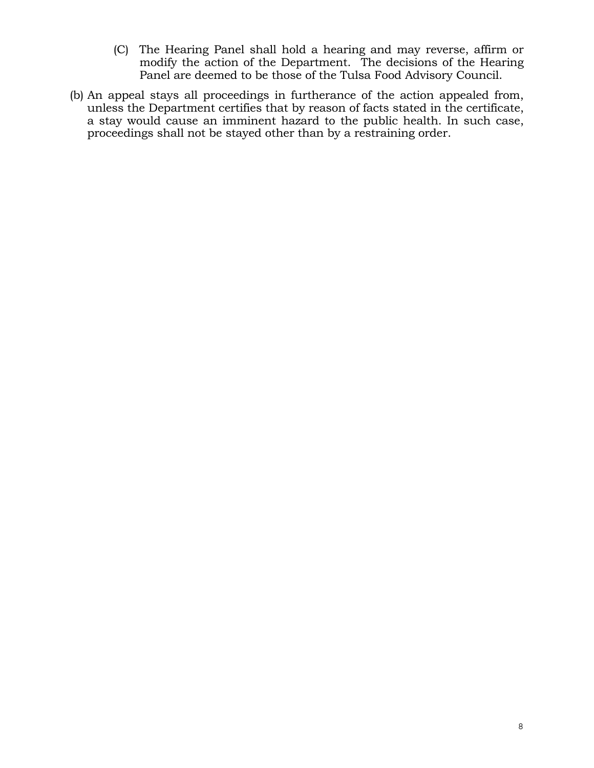(C) The Hearing Panel shall hold a hearing and may reverse, affirm or modify the action of the Department. The decisions of the Hearing Panel are deemed to be those of the Tulsa Food Advisory Council.

(b) An appeal stays all proceedings in furtherance of the action appealed from, unless the Department certifies that by reason of facts stated in the certificate, a stay would cause an imminent hazard to the public health. In such case, proceedings shall not be stayed other than by a restraining order.